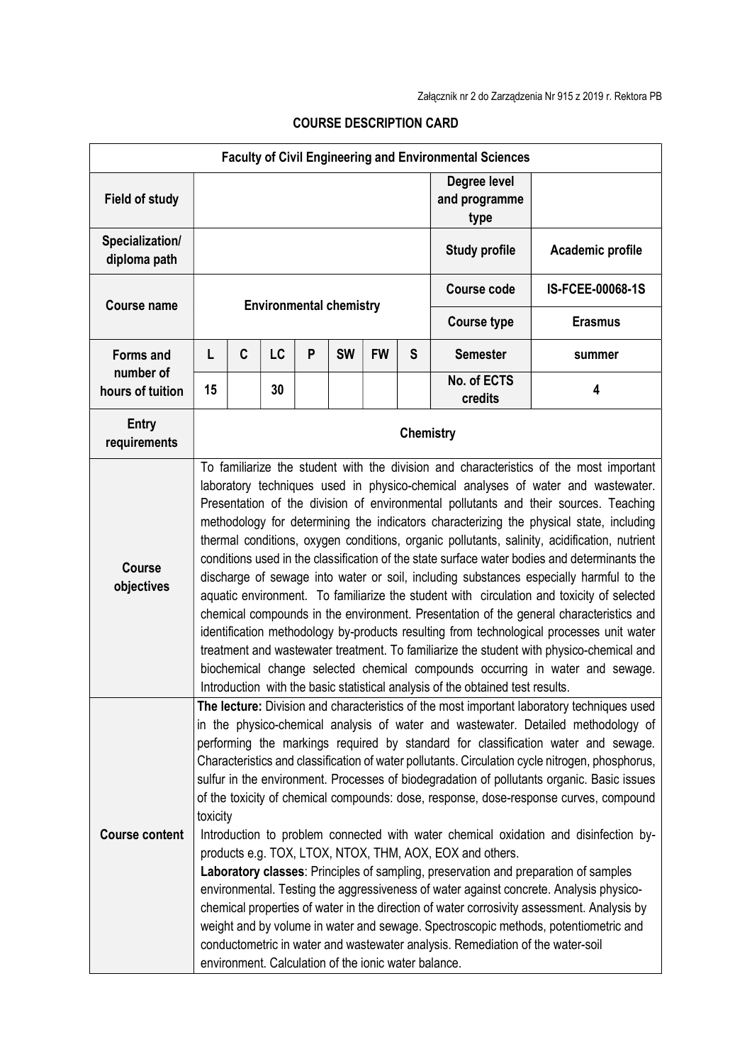Załącznik nr 2 do Zarządzenia Nr 915 z 2019 r. Rektora PB

## COURSE DESCRIPTION CARD

| Faculty of Civil Engineering and Environmental Sciences | | | | | | | | | |
|---|---|---|---|---|---|---|---|---|---|
| **Field of study** | | | | | | | | **Degree level and programme type** | |
| **Specialization/ diploma path** | | | | | | | | **Study profile** | **Academic profile** |
| **Course name** | **Environmental chemistry** | | | | | | | **Course code** | **IS-FCEE-00068-1S** |
| | | | | | | | | **Course type** | **Erasmus** |
| **Forms and number of hours of tuition** | **L** | **C** | **LC** | **P** | **SW** | **FW** | **S** | **Semester** | **summer** |
| | **15** | | **30** | | | | | **No. of ECTS credits** | **4** |
| **Entry requirements** | **Chemistry** | | | | | | | | |
| **Course objectives** | To familiarize the student with the division and characteristics of the most important laboratory techniques used in physico-chemical analyses of water and wastewater. Presentation of the division of environmental pollutants and their sources. Teaching methodology for determining the indicators characterizing the physical state, including thermal conditions, oxygen conditions, organic pollutants, salinity, acidification, nutrient conditions used in the classification of the state surface water bodies and determinants the discharge of sewage into water or soil, including substances especially harmful to the aquatic environment. To familiarize the student with circulation and toxicity of selected chemical compounds in the environment. Presentation of the general characteristics and identification methodology by-products resulting from technological processes unit water treatment and wastewater treatment. To familiarize the student with physico-chemical and biochemical change selected chemical compounds occurring in water and sewage. Introduction with the basic statistical analysis of the obtained test results. | | | | | | | | |
| **Course content** | **The lecture:** Division and characteristics of the most important laboratory techniques used in the physico-chemical analysis of water and wastewater. Detailed methodology of performing the markings required by standard for classification water and sewage. Characteristics and classification of water pollutants. Circulation cycle nitrogen, phosphorus, sulfur in the environment. Processes of biodegradation of pollutants organic. Basic issues of the toxicity of chemical compounds: dose, response, dose-response curves, compound toxicity<br>Introduction to problem connected with water chemical oxidation and disinfection by-products e.g. TOX, LTOX, NTOX, THM, AOX, EOX and others.<br>**Laboratory classes**: Principles of sampling, preservation and preparation of samples environmental. Testing the aggressiveness of water against concrete. Analysis physico-chemical properties of water in the direction of water corrosivity assessment. Analysis by weight and by volume in water and sewage. Spectroscopic methods, potentiometric and conductometric in water and wastewater analysis. Remediation of the water-soil environment. Calculation of the ionic water balance. | | | | | | | | |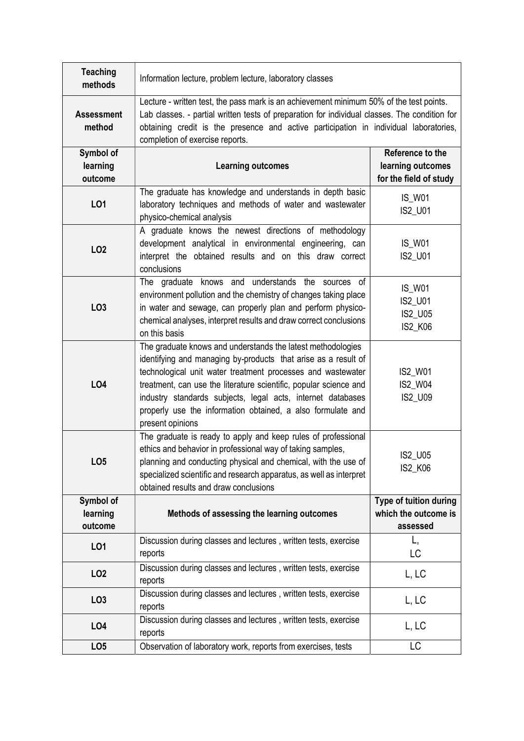| **Teaching methods** | Information lecture, problem lecture, laboratory classes | |
|---|---|---|
| **Assessment method** | Lecture - written test, the pass mark is an achievement minimum 50% of the test points. Lab classes. - partial written tests of preparation for individual classes. The condition for obtaining credit is the presence and active participation in individual laboratories, completion of exercise reports. | |
| **Symbol of learning outcome** | **Learning outcomes** | **Reference to the learning outcomes for the field of study** |
| **LO1** | The graduate has knowledge and understands in depth basic laboratory techniques and methods of water and wastewater physico-chemical analysis | IS_W01<br>IS2_U01 |
| **LO2** | A graduate knows the newest directions of methodology development analytical in environmental engineering, can interpret the obtained results and on this draw correct conclusions | IS_W01<br>IS2_U01 |
| **LO3** | The graduate knows and understands the sources of environment pollution and the chemistry of changes taking place in water and sewage, can properly plan and perform physico-chemical analyses, interpret results and draw correct conclusions on this basis | IS_W01<br>IS2_U01<br>IS2_U05<br>IS2_K06 |
| **LO4** | The graduate knows and understands the latest methodologies identifying and managing by-products that arise as a result of technological unit water treatment processes and wastewater treatment, can use the literature scientific, popular science and industry standards subjects, legal acts, internet databases properly use the information obtained, a also formulate and present opinions | IS2_W01<br>IS2_W04<br>IS2_U09 |
| **LO5** | The graduate is ready to apply and keep rules of professional ethics and behavior in professional way of taking samples, planning and conducting physical and chemical, with the use of specialized scientific and research apparatus, as well as interpret obtained results and draw conclusions | IS2_U05<br>IS2_K06 |
| **Symbol of learning outcome** | **Methods of assessing the learning outcomes** | **Type of tuition during which the outcome is assessed** |
| **LO1** | Discussion during classes and lectures , written tests, exercise reports | L,<br>LC |
| **LO2** | Discussion during classes and lectures , written tests, exercise reports | L, LC |
| **LO3** | Discussion during classes and lectures , written tests, exercise reports | L, LC |
| **LO4** | Discussion during classes and lectures , written tests, exercise reports | L, LC |
| **LO5** | Observation of laboratory work, reports from exercises, tests | LC |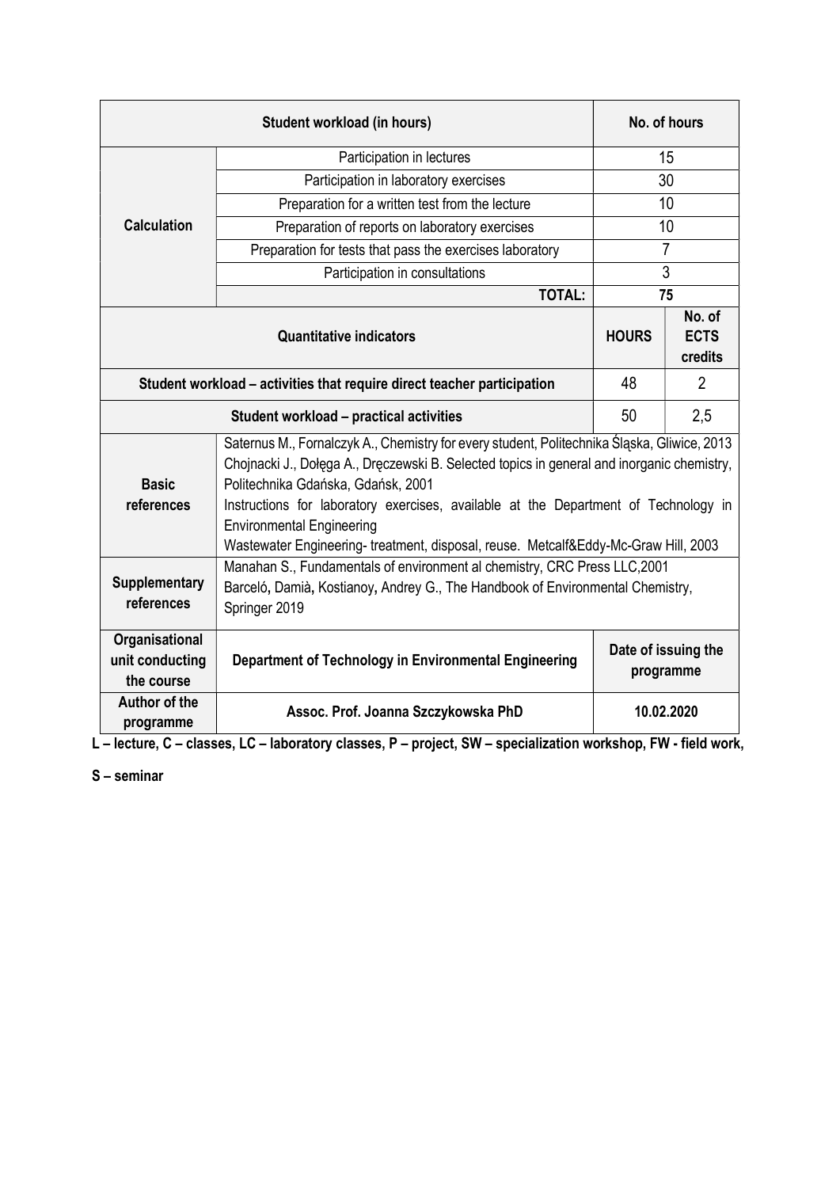| Student workload (in hours) | | No. of hours | |
|---|---|---|---|
| Calculation | Participation in lectures | 15 | |
| | Participation in laboratory exercises | 30 | |
| | Preparation for a written test from the lecture | 10 | |
| | Preparation of reports on laboratory exercises | 10 | |
| | Preparation for tests that pass the exercises laboratory | 7 | |
| | Participation in consultations | 3 | |
| | **TOTAL:** | **75** | |
| **Quantitative indicators** | | **HOURS** | **No. of ECTS credits** |
| **Student workload – activities that require direct teacher participation** | | 48 | 2 |
| **Student workload – practical activities** | | 50 | 2,5 |
| **Basic references** | Saternus M., Fornalczyk A., Chemistry for every student, Politechnika Śląska, Gliwice, 2013<br>Chojnacki J., Dołęga A., Dręczewski B. Selected topics in general and inorganic chemistry, Politechnika Gdańska, Gdańsk, 2001<br>Instructions for laboratory exercises, available at the Department of Technology in Environmental Engineering<br>Wastewater Engineering- treatment, disposal, reuse. Metcalf&Eddy-Mc-Graw Hill, 2003 | | |
| **Supplementary references** | Manahan S., Fundamentals of environment al chemistry, CRC Press LLC,2001<br>Barceló, Damià, Kostianoy, Andrey G., The Handbook of Environmental Chemistry, Springer 2019 | | |
| **Organisational unit conducting the course** | **Department of Technology in Environmental Engineering** | **Date of issuing the programme** | |
| **Author of the programme** | **Assoc. Prof. Joanna Szczykowska PhD** | **10.02.2020** | |

**L – lecture, C – classes, LC – laboratory classes, P – project, SW – specialization workshop, FW - field work, S – seminar**